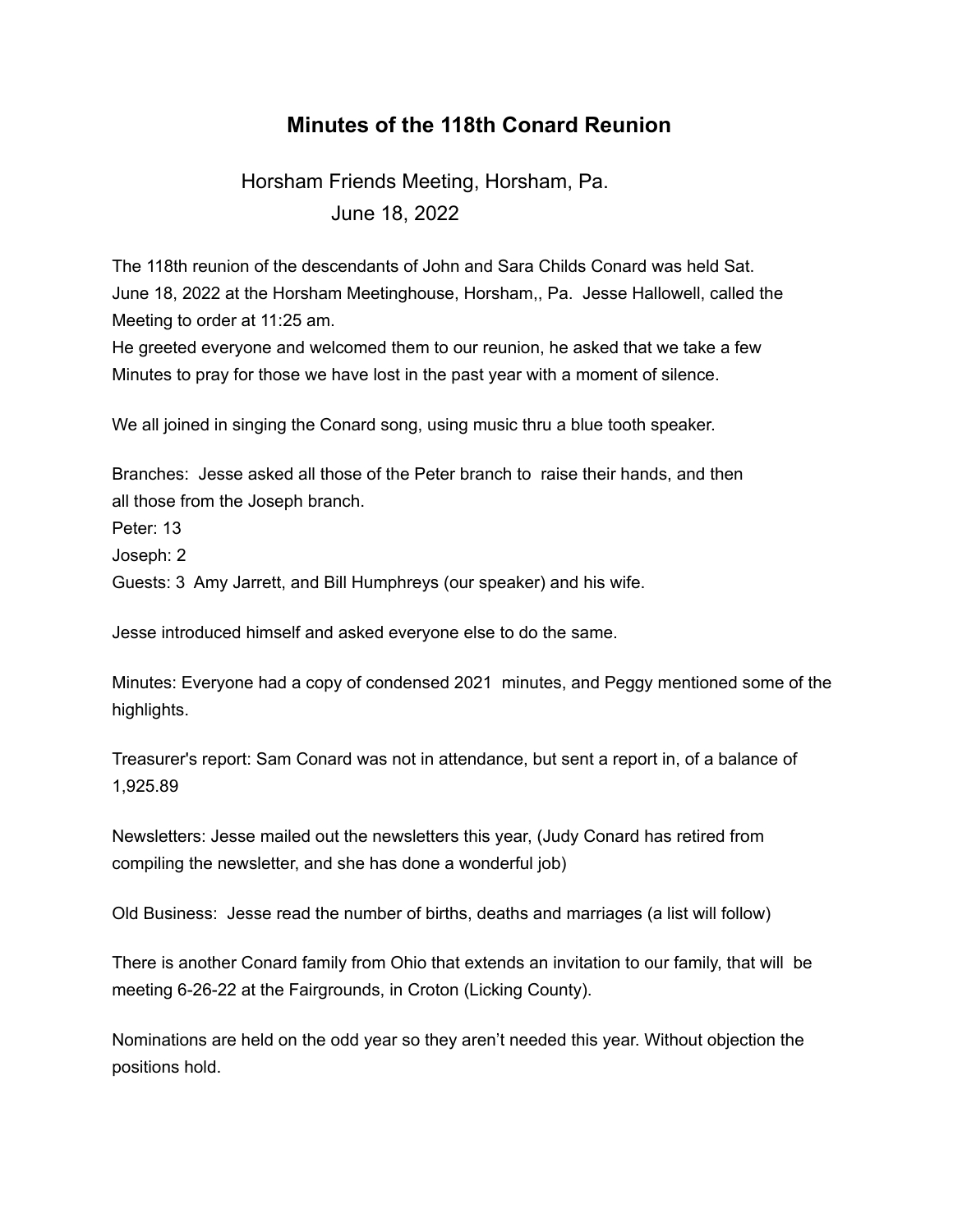# Minutes of the 118th Conard Reunion

Horsham Friends Meeting, Horsham, Pa.
June 18, 2022

The 118th reunion of the descendants of John and Sara Childs Conard was held Sat. June 18, 2022 at the Horsham Meetinghouse, Horsham,, Pa. Jesse Hallowell, called the Meeting to order at 11:25 am.
He greeted everyone and welcomed them to our reunion, he asked that we take a few Minutes to pray for those we have lost in the past year with a moment of silence.

We all joined in singing the Conard song, using music thru a blue tooth speaker.

Branches: Jesse asked all those of the Peter branch to raise their hands, and then all those from the Joseph branch.
Peter: 13
Joseph: 2
Guests: 3 Amy Jarrett, and Bill Humphreys (our speaker) and his wife.

Jesse introduced himself and asked everyone else to do the same.

Minutes: Everyone had a copy of condensed 2021 minutes, and Peggy mentioned some of the highlights.

Treasurer's report: Sam Conard was not in attendance, but sent a report in, of a balance of 1,925.89

Newsletters: Jesse mailed out the newsletters this year, (Judy Conard has retired from compiling the newsletter, and she has done a wonderful job)

Old Business: Jesse read the number of births, deaths and marriages (a list will follow)

There is another Conard family from Ohio that extends an invitation to our family, that will be meeting 6-26-22 at the Fairgrounds, in Croton (Licking County).

Nominations are held on the odd year so they aren't needed this year. Without objection the positions hold.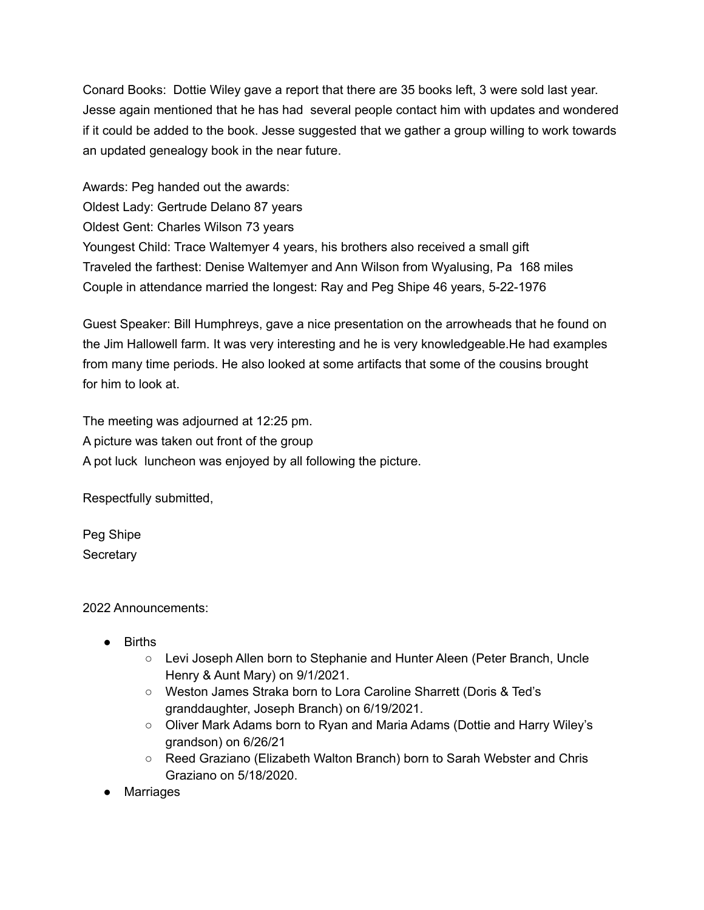Conard Books: Dottie Wiley gave a report that there are 35 books left, 3 were sold last year. Jesse again mentioned that he has had several people contact him with updates and wondered if it could be added to the book. Jesse suggested that we gather a group willing to work towards an updated genealogy book in the near future.

Awards: Peg handed out the awards:
Oldest Lady: Gertrude Delano 87 years
Oldest Gent: Charles Wilson 73 years
Youngest Child: Trace Waltemyer 4 years, his brothers also received a small gift
Traveled the farthest: Denise Waltemyer and Ann Wilson from Wyalusing, Pa 168 miles
Couple in attendance married the longest: Ray and Peg Shipe 46 years, 5-22-1976

Guest Speaker: Bill Humphreys, gave a nice presentation on the arrowheads that he found on the Jim Hallowell farm. It was very interesting and he is very knowledgeable.He had examples from many time periods. He also looked at some artifacts that some of the cousins brought for him to look at.

The meeting was adjourned at 12:25 pm.
A picture was taken out front of the group
A pot luck luncheon was enjoyed by all following the picture.

Respectfully submitted,

Peg Shipe
Secretary

2022 Announcements:

- Births
  - Levi Joseph Allen born to Stephanie and Hunter Aleen (Peter Branch, Uncle Henry & Aunt Mary) on 9/1/2021.
  - Weston James Straka born to Lora Caroline Sharrett (Doris & Ted's granddaughter, Joseph Branch) on 6/19/2021.
  - Oliver Mark Adams born to Ryan and Maria Adams (Dottie and Harry Wiley's grandson) on 6/26/21
  - Reed Graziano (Elizabeth Walton Branch) born to Sarah Webster and Chris Graziano on 5/18/2020.
- Marriages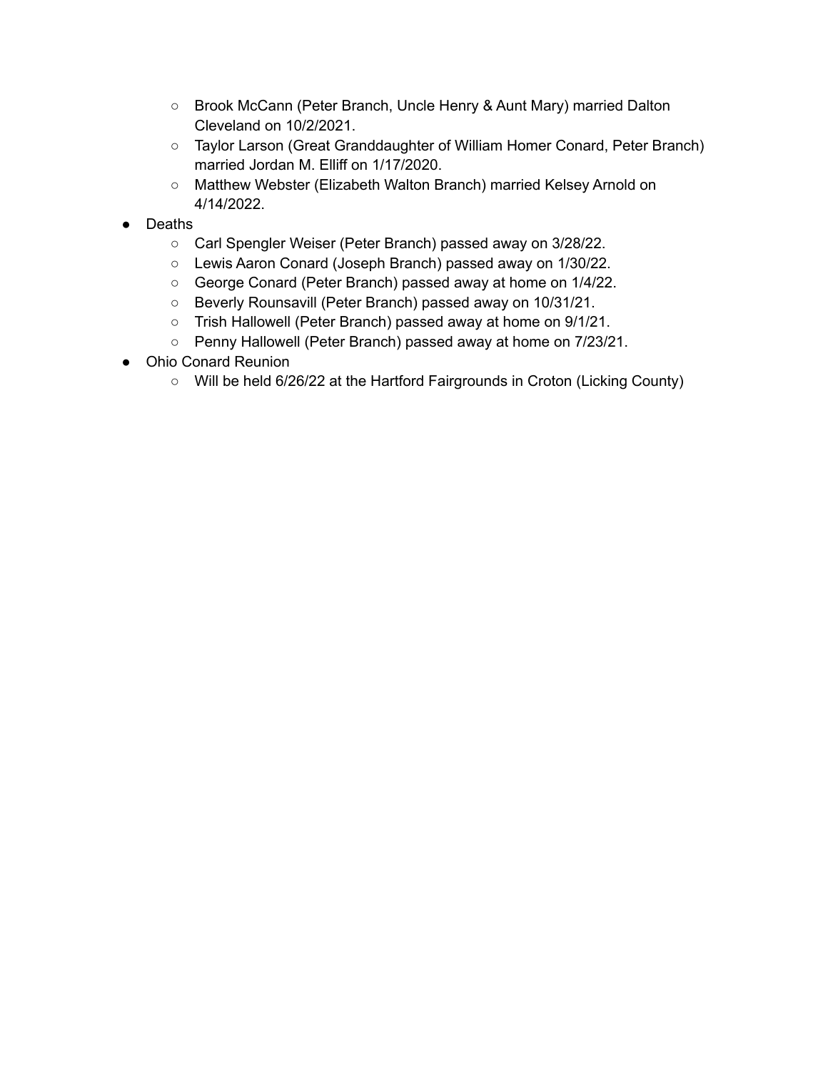- Brook McCann (Peter Branch, Uncle Henry & Aunt Mary) married Dalton Cleveland on 10/2/2021.
    - Taylor Larson (Great Granddaughter of William Homer Conard, Peter Branch) married Jordan M. Elliff on 1/17/2020.
    - Matthew Webster (Elizabeth Walton Branch) married Kelsey Arnold on 4/14/2022.
- Deaths
    - Carl Spengler Weiser (Peter Branch) passed away on 3/28/22.
    - Lewis Aaron Conard (Joseph Branch) passed away on 1/30/22.
    - George Conard (Peter Branch) passed away at home on 1/4/22.
    - Beverly Rounsavill (Peter Branch) passed away on 10/31/21.
    - Trish Hallowell (Peter Branch) passed away at home on 9/1/21.
    - Penny Hallowell (Peter Branch) passed away at home on 7/23/21.
- Ohio Conard Reunion
    - Will be held 6/26/22 at the Hartford Fairgrounds in Croton (Licking County)